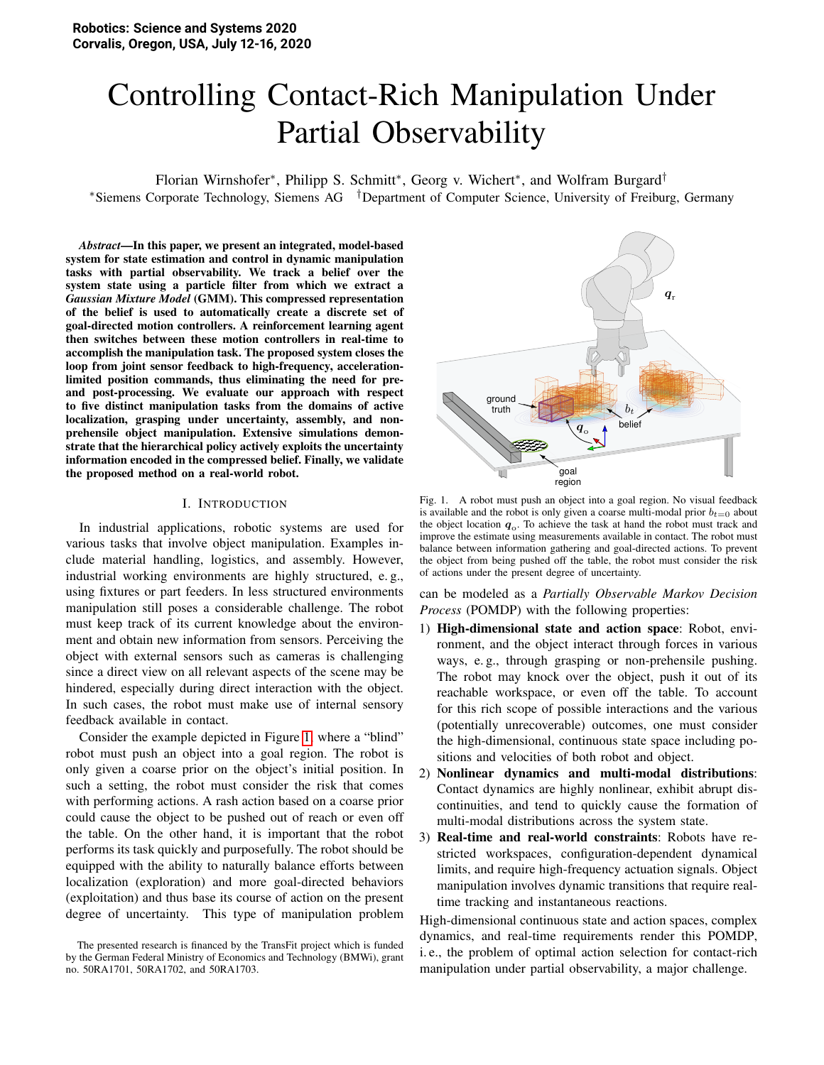# Controlling Contact-Rich Manipulation Under Partial Observability

Florian Wirnshofer*, Philipp S. Schmitt*, Georg v. Wichert*, and Wolfram Burgard†

*Siemens Corporate Technology, Siemens AG †Department of Computer Science, University of Freiburg, Germany

***Abstract*—In this paper, we present an integrated, model-based system for state estimation and control in dynamic manipulation tasks with partial observability. We track a belief over the system state using a particle filter from which we extract a *Gaussian Mixture Model* (GMM). This compressed representation of the belief is used to automatically create a discrete set of goal-directed motion controllers. A reinforcement learning agent then switches between these motion controllers in real-time to accomplish the manipulation task. The proposed system closes the loop from joint sensor feedback to high-frequency, acceleration-limited position commands, thus eliminating the need for pre- and post-processing. We evaluate our approach with respect to five distinct manipulation tasks from the domains of active localization, grasping under uncertainty, assembly, and non-prehensile object manipulation. Extensive simulations demonstrate that the hierarchical policy actively exploits the uncertainty information encoded in the compressed belief. Finally, we validate the proposed method on a real-world robot.**

## I. Introduction

In industrial applications, robotic systems are used for various tasks that involve object manipulation. Examples include material handling, logistics, and assembly. However, industrial working environments are highly structured, e. g., using fixtures or part feeders. In less structured environments manipulation still poses a considerable challenge. The robot must keep track of its current knowledge about the environment and obtain new information from sensors. Perceiving the object with external sensors such as cameras is challenging since a direct view on all relevant aspects of the scene may be hindered, especially during direct interaction with the object. In such cases, the robot must make use of internal sensory feedback available in contact.

Consider the example depicted in Figure 1, where a "blind" robot must push an object into a goal region. The robot is only given a coarse prior on the object's initial position. In such a setting, the robot must consider the risk that comes with performing actions. A rash action based on a coarse prior could cause the object to be pushed out of reach or even off the table. On the other hand, it is important that the robot performs its task quickly and purposefully. The robot should be equipped with the ability to naturally balance efforts between localization (exploration) and more goal-directed behaviors (exploitation) and thus base its course of action on the present degree of uncertainty. This type of manipulation problem can be modeled as a *Partially Observable Markov Decision Process* (POMDP) with the following properties:

Fig. 1. A robot must push an object into a goal region. No visual feedback is available and the robot is only given a coarse multi-modal prior $b_{t=0}$ about the object location $\boldsymbol{q}_\text{o}$. To achieve the task at hand the robot must track and improve the estimate using measurements available in contact. The robot must balance between information gathering and goal-directed actions. To prevent the object from being pushed off the table, the robot must consider the risk of actions under the present degree of uncertainty.

1) **High-dimensional state and action space**: Robot, environment, and the object interact through forces in various ways, e. g., through grasping or non-prehensile pushing. The robot may knock over the object, push it out of its reachable workspace, or even off the table. To account for this rich scope of possible interactions and the various (potentially unrecoverable) outcomes, one must consider the high-dimensional, continuous state space including positions and velocities of both robot and object.
2) **Nonlinear dynamics and multi-modal distributions**: Contact dynamics are highly nonlinear, exhibit abrupt discontinuities, and tend to quickly cause the formation of multi-modal distributions across the system state.
3) **Real-time and real-world constraints**: Robots have restricted workspaces, configuration-dependent dynamical limits, and require high-frequency actuation signals. Object manipulation involves dynamic transitions that require real-time tracking and instantaneous reactions.

High-dimensional continuous state and action spaces, complex dynamics, and real-time requirements render this POMDP, i. e., the problem of optimal action selection for contact-rich manipulation under partial observability, a major challenge.

The presented research is financed by the TransFit project which is funded by the German Federal Ministry of Economics and Technology (BMWi), grant no. 50RA1701, 50RA1702, and 50RA1703.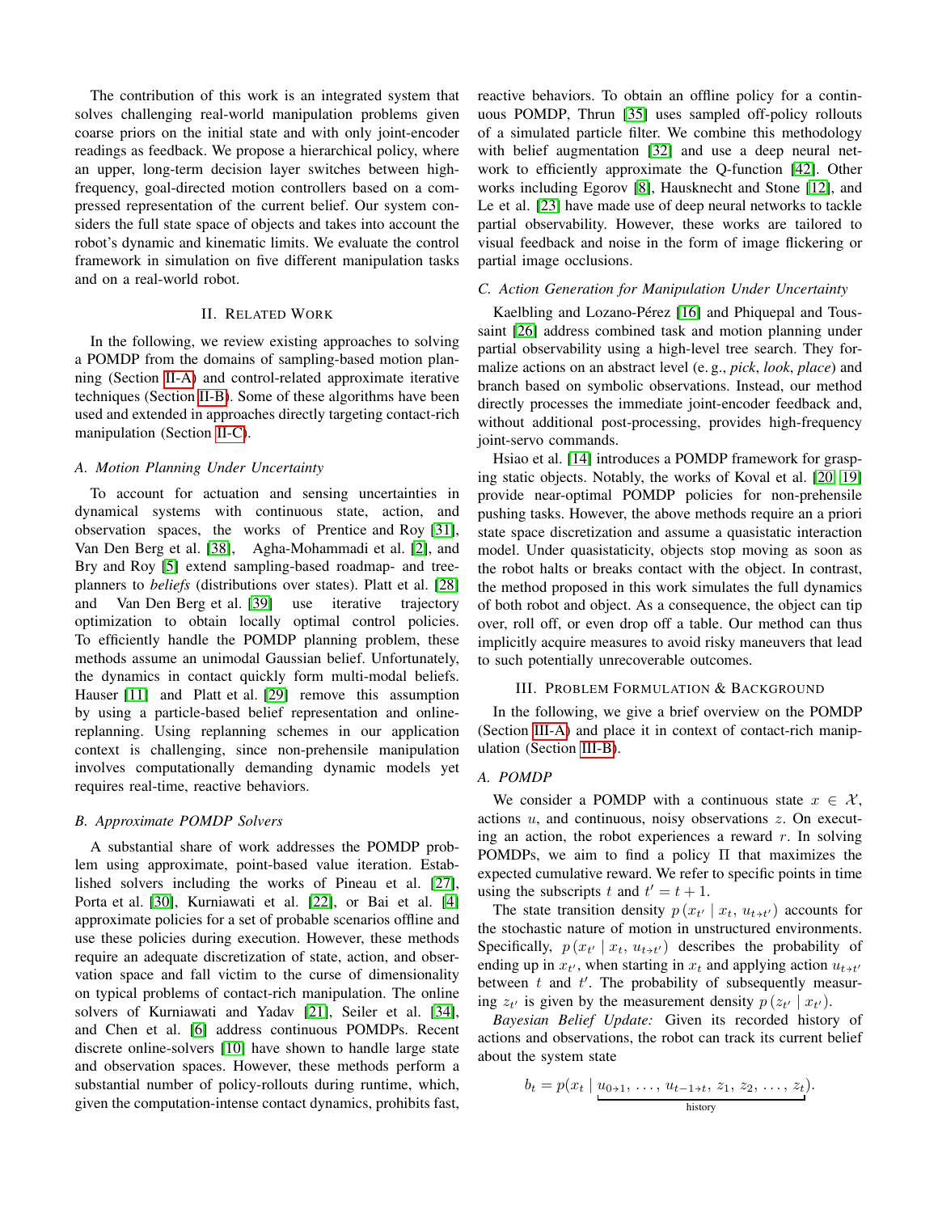The contribution of this work is an integrated system that solves challenging real-world manipulation problems given coarse priors on the initial state and with only joint-encoder readings as feedback. We propose a hierarchical policy, where an upper, long-term decision layer switches between high-frequency, goal-directed motion controllers based on a compressed representation of the current belief. Our system considers the full state space of objects and takes into account the robot's dynamic and kinematic limits. We evaluate the control framework in simulation on five different manipulation tasks and on a real-world robot.

## II. Related Work

In the following, we review existing approaches to solving a POMDP from the domains of sampling-based motion planning (Section II-A) and control-related approximate iterative techniques (Section II-B). Some of these algorithms have been used and extended in approaches directly targeting contact-rich manipulation (Section II-C).

### A. Motion Planning Under Uncertainty

To account for actuation and sensing uncertainties in dynamical systems with continuous state, action, and observation spaces, the works of Prentice and Roy [31], Van Den Berg et al. [38], Agha-Mohammadi et al. [2], and Bry and Roy [5] extend sampling-based roadmap- and tree-planners to *beliefs* (distributions over states). Platt et al. [28] and Van Den Berg et al. [39] use iterative trajectory optimization to obtain locally optimal control policies. To efficiently handle the POMDP planning problem, these methods assume an unimodal Gaussian belief. Unfortunately, the dynamics in contact quickly form multi-modal beliefs. Hauser [11] and Platt et al. [29] remove this assumption by using a particle-based belief representation and online-replanning. Using replanning schemes in our application context is challenging, since non-prehensile manipulation involves computationally demanding dynamic models yet requires real-time, reactive behaviors.

### B. Approximate POMDP Solvers

A substantial share of work addresses the POMDP problem using approximate, point-based value iteration. Established solvers including the works of Pineau et al. [27], Porta et al. [30], Kurniawati et al. [22], or Bai et al. [4] approximate policies for a set of probable scenarios offline and use these policies during execution. However, these methods require an adequate discretization of state, action, and observation space and fall victim to the curse of dimensionality on typical problems of contact-rich manipulation. The online solvers of Kurniawati and Yadav [21], Seiler et al. [34], and Chen et al. [6] address continuous POMDPs. Recent discrete online-solvers [10] have shown to handle large state and observation spaces. However, these methods perform a substantial number of policy-rollouts during runtime, which, given the computation-intense contact dynamics, prohibits fast, reactive behaviors. To obtain an offline policy for a continuous POMDP, Thrun [35] uses sampled off-policy rollouts of a simulated particle filter. We combine this methodology with belief augmentation [32] and use a deep neural network to efficiently approximate the Q-function [42]. Other works including Egorov [8], Hausknecht and Stone [12], and Le et al. [23] have made use of deep neural networks to tackle partial observability. However, these works are tailored to visual feedback and noise in the form of image flickering or partial image occlusions.

### C. Action Generation for Manipulation Under Uncertainty

Kaelbling and Lozano-Pérez [16] and Phiquepal and Toussaint [26] address combined task and motion planning under partial observability using a high-level tree search. They formalize actions on an abstract level (e. g., *pick*, *look*, *place*) and branch based on symbolic observations. Instead, our method directly processes the immediate joint-encoder feedback and, without additional post-processing, provides high-frequency joint-servo commands.

Hsiao et al. [14] introduces a POMDP framework for grasping static objects. Notably, the works of Koval et al. [20, 19] provide near-optimal POMDP policies for non-prehensile pushing tasks. However, the above methods require an a priori state space discretization and assume a quasistatic interaction model. Under quasistaticity, objects stop moving as soon as the robot halts or breaks contact with the object. In contrast, the method proposed in this work simulates the full dynamics of both robot and object. As a consequence, the object can tip over, roll off, or even drop off a table. Our method can thus implicitly acquire measures to avoid risky maneuvers that lead to such potentially unrecoverable outcomes.

## III. Problem Formulation & Background

In the following, we give a brief overview on the POMDP (Section III-A) and place it in context of contact-rich manipulation (Section III-B).

### A. POMDP

We consider a POMDP with a continuous state $x \in \mathcal{X}$, actions $u$, and continuous, noisy observations $z$. On executing an action, the robot experiences a reward $r$. In solving POMDPs, we aim to find a policy $\Pi$ that maximizes the expected cumulative reward. We refer to specific points in time using the subscripts $t$ and $t' = t + 1$.

The state transition density $p\left(x_{t'} \mid x_t,\, u_{t \to t'}\right)$ accounts for the stochastic nature of motion in unstructured environments. Specifically, $p\left(x_{t'} \mid x_t,\, u_{t \to t'}\right)$ describes the probability of ending up in $x_{t'}$, when starting in $x_t$ and applying action $u_{t \to t'}$ between $t$ and $t'$. The probability of subsequently measuring $z_{t'}$ is given by the measurement density $p\left(z_{t'} \mid x_{t'}\right)$.

*Bayesian Belief Update:* Given its recorded history of actions and observations, the robot can track its current belief about the system state

$$
b_t = p(x_t \mid \underbrace{u_{0 \to 1},\, \ldots,\, u_{t-1 \to t},\, z_1,\, z_2,\, \ldots,\, z_t}_{\text{history}}).
$$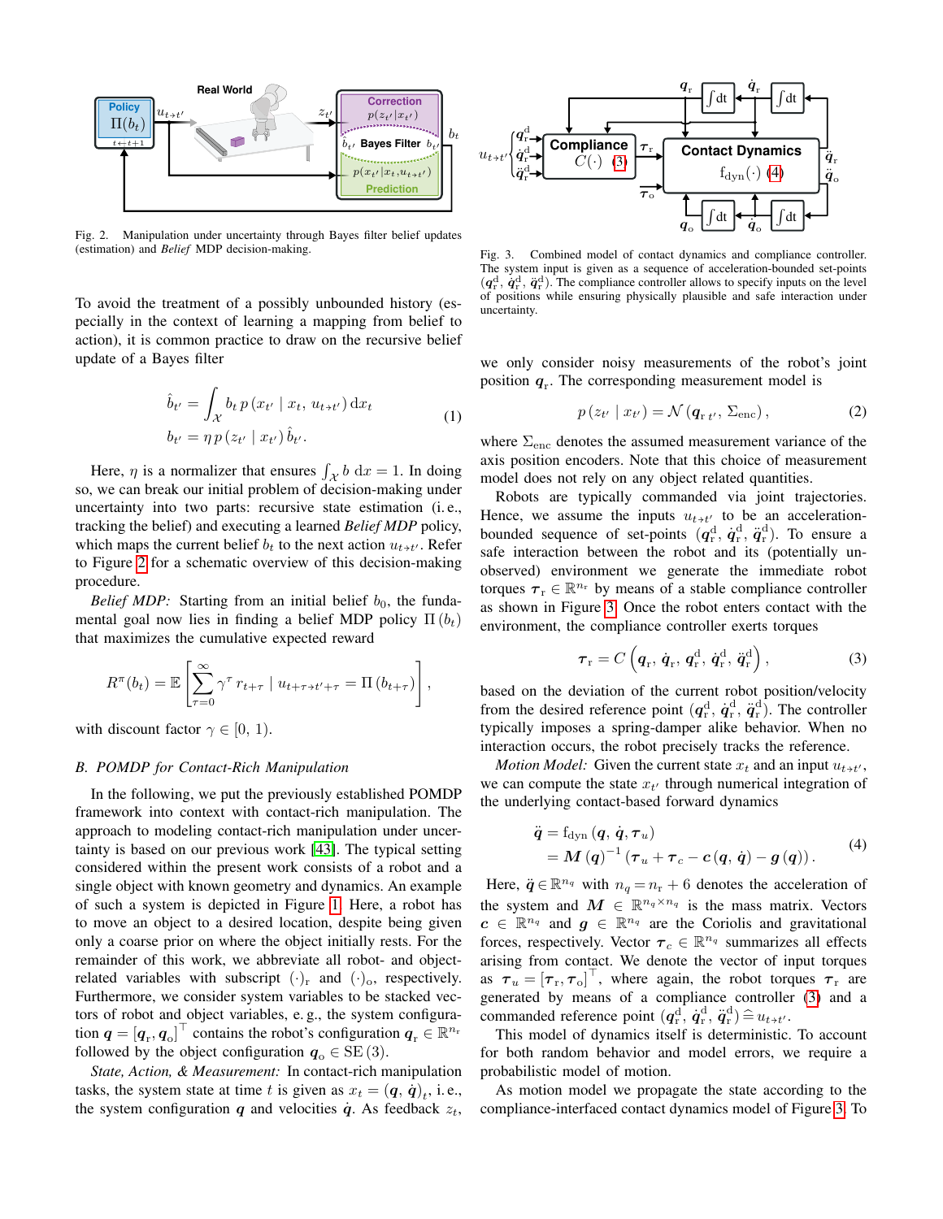Fig. 2. Manipulation under uncertainty through Bayes filter belief updates (estimation) and *Belief* MDP decision-making.

Fig. 3. Combined model of contact dynamics and compliance controller. The system input is given as a sequence of acceleration-bounded set-points $(\boldsymbol{q}_\mathrm{r}^\mathrm{d},\, \dot{\boldsymbol{q}}_\mathrm{r}^\mathrm{d},\, \ddot{\boldsymbol{q}}_\mathrm{r}^\mathrm{d})$. The compliance controller allows to specify inputs on the level of positions while ensuring physically plausible and safe interaction under uncertainty.

To avoid the treatment of a possibly unbounded history (especially in the context of learning a mapping from belief to action), it is common practice to draw on the recursive belief update of a Bayes filter

$$
\begin{aligned}
\hat{b}_{t'} &= \int_{\mathcal{X}} b_t\, p\left(x_{t'} \mid x_t,\, u_{t \to t'}\right) \mathrm{d}x_t \\
b_{t'} &= \eta\, p\left(z_{t'} \mid x_{t'}\right) \hat{b}_{t'} .
\end{aligned}
\tag{1}
$$

Here, $\eta$ is a normalizer that ensures $\int_{\mathcal{X}} b \,\mathrm{d}x = 1$. In doing so, we can break our initial problem of decision-making under uncertainty into two parts: recursive state estimation (i. e., tracking the belief) and executing a learned *Belief MDP* policy, which maps the current belief $b_t$ to the next action $u_{t\to t'}$. Refer to Figure 2 for a schematic overview of this decision-making procedure.

*Belief MDP:* Starting from an initial belief $b_0$, the fundamental goal now lies in finding a belief MDP policy $\Pi\left(b_t\right)$ that maximizes the cumulative expected reward

$$
R^{\pi}(b_t) = \mathbb{E}\left[\sum_{\tau=0}^{\infty} \gamma^{\tau}\, r_{t+\tau} \mid u_{t+\tau \to t'+\tau} = \Pi\left(b_{t+\tau}\right)\right],
$$

with discount factor $\gamma \in [0,\, 1)$.

### B. POMDP for Contact-Rich Manipulation

In the following, we put the previously established POMDP framework into context with contact-rich manipulation. The approach to modeling contact-rich manipulation under uncertainty is based on our previous work [43]. The typical setting considered within the present work consists of a robot and a single object with known geometry and dynamics. An example of such a system is depicted in Figure 1. Here, a robot has to move an object to a desired location, despite being given only a coarse prior on where the object initially rests. For the remainder of this work, we abbreviate all robot- and object-related variables with subscript $(\cdot)_\mathrm{r}$ and $(\cdot)_\mathrm{o}$, respectively. Furthermore, we consider system variables to be stacked vectors of robot and object variables, e. g., the system configuration $\boldsymbol{q} = [\boldsymbol{q}_\mathrm{r}, \boldsymbol{q}_\mathrm{o}]^\top$ contains the robot's configuration $\boldsymbol{q}_\mathrm{r} \in \mathbb{R}^{n_\mathrm{r}}$ followed by the object configuration $\boldsymbol{q}_\mathrm{o} \in \mathrm{SE}\,(3)$.

*State, Action, & Measurement:* In contact-rich manipulation tasks, the system state at time $t$ is given as $x_t = (\boldsymbol{q},\, \dot{\boldsymbol{q}})_t$, i. e., the system configuration $\boldsymbol{q}$ and velocities $\dot{\boldsymbol{q}}$. As feedback $z_t$, we only consider noisy measurements of the robot's joint position $\boldsymbol{q}_\mathrm{r}$. The corresponding measurement model is

$$
p\left(z_{t'} \mid x_{t'}\right) = \mathcal{N}\left(\boldsymbol{q}_{\mathrm{r}\,t'},\, \Sigma_\mathrm{enc}\right),
\tag{2}
$$

where $\Sigma_\mathrm{enc}$ denotes the assumed measurement variance of the axis position encoders. Note that this choice of measurement model does not rely on any object related quantities.

Robots are typically commanded via joint trajectories. Hence, we assume the inputs $u_{t\to t'}$ to be an acceleration-bounded sequence of set-points $(\boldsymbol{q}_\mathrm{r}^\mathrm{d},\, \dot{\boldsymbol{q}}_\mathrm{r}^\mathrm{d},\, \ddot{\boldsymbol{q}}_\mathrm{r}^\mathrm{d})$. To ensure a safe interaction between the robot and its (potentially unobserved) environment we generate the immediate robot torques $\boldsymbol{\tau}_\mathrm{r} \in \mathbb{R}^{n_\mathrm{r}}$ by means of a stable compliance controller as shown in Figure 3. Once the robot enters contact with the environment, the compliance controller exerts torques

$$
\boldsymbol{\tau}_\mathrm{r} = C\left(\boldsymbol{q}_\mathrm{r},\, \dot{\boldsymbol{q}}_\mathrm{r},\, \boldsymbol{q}_\mathrm{r}^\mathrm{d},\, \dot{\boldsymbol{q}}_\mathrm{r}^\mathrm{d},\, \ddot{\boldsymbol{q}}_\mathrm{r}^\mathrm{d}\right),
\tag{3}
$$

based on the deviation of the current robot position/velocity from the desired reference point $(\boldsymbol{q}_\mathrm{r}^\mathrm{d},\, \dot{\boldsymbol{q}}_\mathrm{r}^\mathrm{d},\, \ddot{\boldsymbol{q}}_\mathrm{r}^\mathrm{d})$. The controller typically imposes a spring-damper alike behavior. When no interaction occurs, the robot precisely tracks the reference.

*Motion Model:* Given the current state $x_t$ and an input $u_{t\to t'}$, we can compute the state $x_{t'}$ through numerical integration of the underlying contact-based forward dynamics

$$
\begin{aligned}
\ddot{\boldsymbol{q}} &= \mathrm{f}_\mathrm{dyn}\left(\boldsymbol{q},\, \dot{\boldsymbol{q}},\, \boldsymbol{\tau}_u\right) \\
&= \boldsymbol{M}\left(\boldsymbol{q}\right)^{-1}\left(\boldsymbol{\tau}_u + \boldsymbol{\tau}_c - \boldsymbol{c}\left(\boldsymbol{q},\, \dot{\boldsymbol{q}}\right) - \boldsymbol{g}\left(\boldsymbol{q}\right)\right).
\end{aligned}
\tag{4}
$$

Here, $\ddot{\boldsymbol{q}} \in \mathbb{R}^{n_q}$ with $n_q = n_\mathrm{r} + 6$ denotes the acceleration of the system and $\boldsymbol{M} \in \mathbb{R}^{n_q \times n_q}$ is the mass matrix. Vectors $\boldsymbol{c} \in \mathbb{R}^{n_q}$ and $\boldsymbol{g} \in \mathbb{R}^{n_q}$ are the Coriolis and gravitational forces, respectively. Vector $\boldsymbol{\tau}_c \in \mathbb{R}^{n_q}$ summarizes all effects arising from contact. We denote the vector of input torques as $\boldsymbol{\tau}_u = [\boldsymbol{\tau}_\mathrm{r}, \boldsymbol{\tau}_\mathrm{o}]^\top$, where again, the robot torques $\boldsymbol{\tau}_\mathrm{r}$ are generated by means of a compliance controller (3) and a commanded reference point $(\boldsymbol{q}_\mathrm{r}^\mathrm{d},\, \dot{\boldsymbol{q}}_\mathrm{r}^\mathrm{d},\, \ddot{\boldsymbol{q}}_\mathrm{r}^\mathrm{d}) \mathrel{\widehat{=}} u_{t\to t'}$.

This model of dynamics itself is deterministic. To account for both random behavior and model errors, we require a probabilistic model of motion.

As motion model we propagate the state according to the compliance-interfaced contact dynamics model of Figure 3. To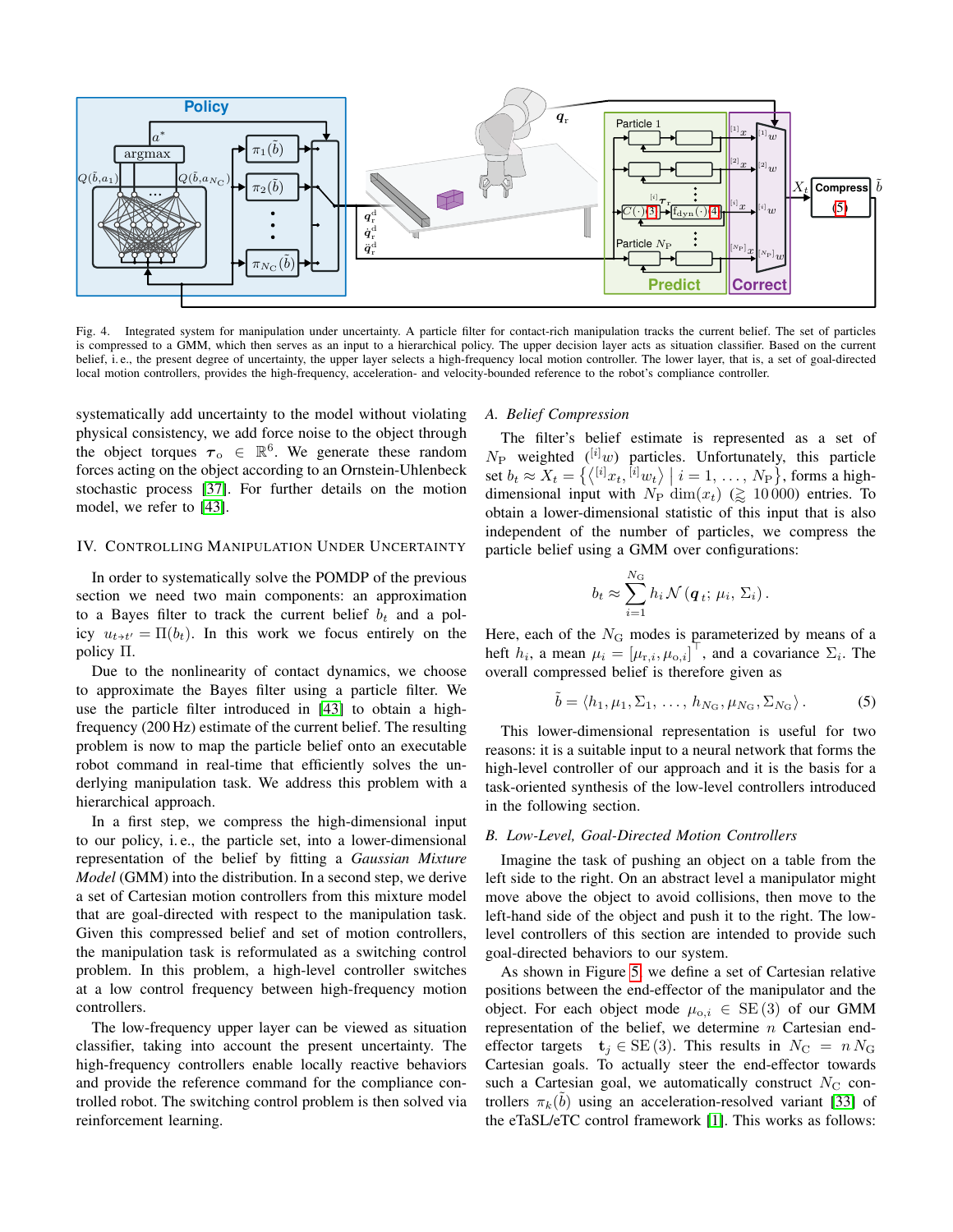Fig. 4. Integrated system for manipulation under uncertainty. A particle filter for contact-rich manipulation tracks the current belief. The set of particles is compressed to a GMM, which then serves as an input to a hierarchical policy. The upper decision layer acts as situation classifier. Based on the current belief, i. e., the present degree of uncertainty, the upper layer selects a high-frequency local motion controller. The lower layer, that is, a set of goal-directed local motion controllers, provides the high-frequency, acceleration- and velocity-bounded reference to the robot's compliance controller.

systematically add uncertainty to the model without violating physical consistency, we add force noise to the object through the object torques $\boldsymbol{\tau}_\mathrm{o} \in \mathbb{R}^6$. We generate these random forces acting on the object according to an Ornstein-Uhlenbeck stochastic process [37]. For further details on the motion model, we refer to [43].

## IV. Controlling Manipulation Under Uncertainty

In order to systematically solve the POMDP of the previous section we need two main components: an approximation to a Bayes filter to track the current belief $b_t$ and a policy $u_{t \to t'} = \Pi(b_t)$. In this work we focus entirely on the policy $\Pi$.

Due to the nonlinearity of contact dynamics, we choose to approximate the Bayes filter using a particle filter. We use the particle filter introduced in [43] to obtain a high-frequency (200 Hz) estimate of the current belief. The resulting problem is now to map the particle belief onto an executable robot command in real-time that efficiently solves the underlying manipulation task. We address this problem with a hierarchical approach.

In a first step, we compress the high-dimensional input to our policy, i. e., the particle set, into a lower-dimensional representation of the belief by fitting a *Gaussian Mixture Model* (GMM) into the distribution. In a second step, we derive a set of Cartesian motion controllers from this mixture model that are goal-directed with respect to the manipulation task. Given this compressed belief and set of motion controllers, the manipulation task is reformulated as a switching control problem. In this problem, a high-level controller switches at a low control frequency between high-frequency motion controllers.

The low-frequency upper layer can be viewed as situation classifier, taking into account the present uncertainty. The high-frequency controllers enable locally reactive behaviors and provide the reference command for the compliance controlled robot. The switching control problem is then solved via reinforcement learning.

### A. Belief Compression

The filter's belief estimate is represented as a set of $N_\mathrm{P}$ weighted (${}^{[i]}w$) particles. Unfortunately, this particle set $b_t \approx X_t = \left\{\left\langle {}^{[i]}x_t, {}^{[i]}w_t \right\rangle \mid i = 1, \ldots, N_\mathrm{P}\right\}$, forms a high-dimensional input with $N_\mathrm{P} \dim(x_t)$ ($\gtrsim 10\,000$) entries. To obtain a lower-dimensional statistic of this input that is also independent of the number of particles, we compress the particle belief using a GMM over configurations:

$$b_t \approx \sum_{i=1}^{N_\mathrm{G}} h_i \, \mathcal{N}\left(\boldsymbol{q}_t;\, \mu_i,\, \Sigma_i\right).$$

Here, each of the $N_\mathrm{G}$ modes is parameterized by means of a heft $h_i$, a mean $\mu_i = \left[\mu_{\mathrm{r},i}, \mu_{\mathrm{o},i}\right]^\top$, and a covariance $\Sigma_i$. The overall compressed belief is therefore given as

$$\tilde{b} = \langle h_1, \mu_1, \Sigma_1,\, \ldots,\, h_{N_\mathrm{G}}, \mu_{N_\mathrm{G}}, \Sigma_{N_\mathrm{G}} \rangle. \tag{5}$$

This lower-dimensional representation is useful for two reasons: it is a suitable input to a neural network that forms the high-level controller of our approach and it is the basis for a task-oriented synthesis of the low-level controllers introduced in the following section.

### B. Low-Level, Goal-Directed Motion Controllers

Imagine the task of pushing an object on a table from the left side to the right. On an abstract level a manipulator might move above the object to avoid collisions, then move to the left-hand side of the object and push it to the right. The low-level controllers of this section are intended to provide such goal-directed behaviors to our system.

As shown in Figure 5, we define a set of Cartesian relative positions between the end-effector of the manipulator and the object. For each object mode $\mu_{\mathrm{o},i} \in \mathrm{SE}(3)$ of our GMM representation of the belief, we determine $n$ Cartesian end-effector targets $\mathbf{t}_j \in \mathrm{SE}(3)$. This results in $N_\mathrm{C} = n\,N_\mathrm{G}$ Cartesian goals. To actually steer the end-effector towards such a Cartesian goal, we automatically construct $N_\mathrm{C}$ controllers $\pi_k(\tilde{b})$ using an acceleration-resolved variant [33] of the eTaSL/eTC control framework [1]. This works as follows: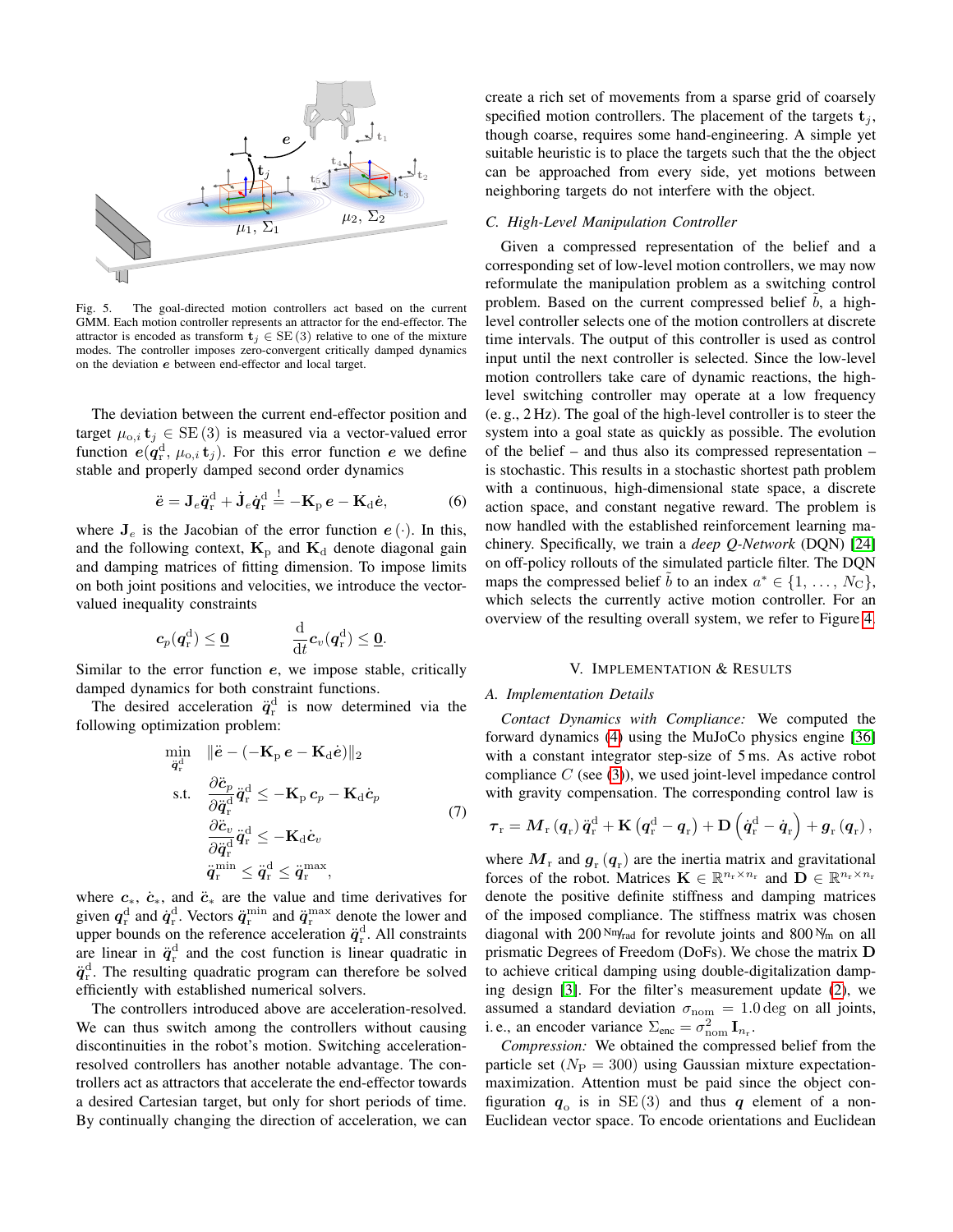Fig. 5. The goal-directed motion controllers act based on the current GMM. Each motion controller represents an attractor for the end-effector. The attractor is encoded as transform $\mathbf{t}_j \in \mathrm{SE}(3)$ relative to one of the mixture modes. The controller imposes zero-convergent critically damped dynamics on the deviation $\boldsymbol{e}$ between end-effector and local target.

The deviation between the current end-effector position and target $\mu_{\mathrm{o},i}\,\mathbf{t}_j \in \mathrm{SE}(3)$ is measured via a vector-valued error function $\boldsymbol{e}(\boldsymbol{q}_\mathrm{r}^\mathrm{d},\, \mu_{\mathrm{o},i}\,\mathbf{t}_j)$. For this error function $\boldsymbol{e}$ we define stable and properly damped second order dynamics

$$\ddot{\mathbf{e}} = \mathbf{J}_e \ddot{\boldsymbol{q}}_\mathrm{r}^\mathrm{d} + \dot{\mathbf{J}}_e \dot{\boldsymbol{q}}_\mathrm{r}^\mathrm{d} \overset{!}{=} -\mathbf{K}_\mathrm{p}\,\boldsymbol{e} - \mathbf{K}_\mathrm{d}\dot{\boldsymbol{e}}, \tag{6}$$

where $\mathbf{J}_e$ is the Jacobian of the error function $\boldsymbol{e}(\cdot)$. In this, and the following context, $\mathbf{K}_\mathrm{p}$ and $\mathbf{K}_\mathrm{d}$ denote diagonal gain and damping matrices of fitting dimension. To impose limits on both joint positions and velocities, we introduce the vector-valued inequality constraints

$$\boldsymbol{c}_p(\boldsymbol{q}_\mathrm{r}^\mathrm{d}) \leq \underline{\mathbf{0}} \qquad\qquad \frac{\mathrm{d}}{\mathrm{d}t}\boldsymbol{c}_v(\boldsymbol{q}_\mathrm{r}^\mathrm{d}) \leq \underline{\mathbf{0}}.$$

Similar to the error function $\boldsymbol{e}$, we impose stable, critically damped dynamics for both constraint functions.

The desired acceleration $\ddot{\boldsymbol{q}}_\mathrm{r}^\mathrm{d}$ is now determined via the following optimization problem:

$$\begin{aligned}
\min_{\ddot{\boldsymbol{q}}_\mathrm{r}^\mathrm{d}} \quad & \|\ddot{\boldsymbol{e}} - (-\mathbf{K}_\mathrm{p}\,\boldsymbol{e} - \mathbf{K}_\mathrm{d}\dot{\boldsymbol{e}})\|_2 \\
\text{s.t.} \quad & \frac{\partial \ddot{\boldsymbol{c}}_p}{\partial \ddot{\boldsymbol{q}}_\mathrm{r}^\mathrm{d}} \ddot{\boldsymbol{q}}_\mathrm{r}^\mathrm{d} \leq -\mathbf{K}_\mathrm{p}\,\boldsymbol{c}_p - \mathbf{K}_\mathrm{d}\dot{\boldsymbol{c}}_p \\
& \frac{\partial \ddot{\boldsymbol{c}}_v}{\partial \ddot{\boldsymbol{q}}_\mathrm{r}^\mathrm{d}} \ddot{\boldsymbol{q}}_\mathrm{r}^\mathrm{d} \leq -\mathbf{K}_\mathrm{d}\dot{\boldsymbol{c}}_v \\
& \ddot{\boldsymbol{q}}_\mathrm{r}^\mathrm{min} \leq \ddot{\boldsymbol{q}}_\mathrm{r}^\mathrm{d} \leq \ddot{\boldsymbol{q}}_\mathrm{r}^\mathrm{max},
\end{aligned} \tag{7}$$

where $\boldsymbol{c}_*$, $\dot{\boldsymbol{c}}_*$, and $\ddot{\boldsymbol{c}}_*$ are the value and time derivatives for given $\boldsymbol{q}_\mathrm{r}^\mathrm{d}$ and $\dot{\boldsymbol{q}}_\mathrm{r}^\mathrm{d}$. Vectors $\ddot{\boldsymbol{q}}_\mathrm{r}^\mathrm{min}$ and $\ddot{\boldsymbol{q}}_\mathrm{r}^\mathrm{max}$ denote the lower and upper bounds on the reference acceleration $\ddot{\boldsymbol{q}}_\mathrm{r}^\mathrm{d}$. All constraints are linear in $\ddot{\boldsymbol{q}}_\mathrm{r}^\mathrm{d}$ and the cost function is linear quadratic in $\ddot{\boldsymbol{q}}_\mathrm{r}^\mathrm{d}$. The resulting quadratic program can therefore be solved efficiently with established numerical solvers.

The controllers introduced above are acceleration-resolved. We can thus switch among the controllers without causing discontinuities in the robot's motion. Switching acceleration-resolved controllers has another notable advantage. The controllers act as attractors that accelerate the end-effector towards a desired Cartesian target, but only for short periods of time. By continually changing the direction of acceleration, we can create a rich set of movements from a sparse grid of coarsely specified motion controllers. The placement of the targets $\mathbf{t}_j$, though coarse, requires some hand-engineering. A simple yet suitable heuristic is to place the targets such that the the object can be approached from every side, yet motions between neighboring targets do not interfere with the object.

### C. High-Level Manipulation Controller

Given a compressed representation of the belief and a corresponding set of low-level motion controllers, we may now reformulate the manipulation problem as a switching control problem. Based on the current compressed belief $\tilde{b}$, a high-level controller selects one of the motion controllers at discrete time intervals. The output of this controller is used as control input until the next controller is selected. Since the low-level motion controllers take care of dynamic reactions, the high-level switching controller may operate at a low frequency (e. g., 2 Hz). The goal of the high-level controller is to steer the system into a goal state as quickly as possible. The evolution of the belief – and thus also its compressed representation – is stochastic. This results in a stochastic shortest path problem with a continuous, high-dimensional state space, a discrete action space, and constant negative reward. The problem is now handled with the established reinforcement learning machinery. Specifically, we train a *deep Q-Network* (DQN) [24] on off-policy rollouts of the simulated particle filter. The DQN maps the compressed belief $\tilde{b}$ to an index $a^* \in \{1, \ldots, N_\mathrm{C}\}$, which selects the currently active motion controller. For an overview of the resulting overall system, we refer to Figure 4.

## V. Implementation & Results

### A. Implementation Details

*Contact Dynamics with Compliance:* We computed the forward dynamics (4) using the MuJoCo physics engine [36] with a constant integrator step-size of 5 ms. As active robot compliance $C$ (see (3)), we used joint-level impedance control with gravity compensation. The corresponding control law is

$$\boldsymbol{\tau}_\mathrm{r} = \boldsymbol{M}_\mathrm{r}(\boldsymbol{q}_\mathrm{r})\,\ddot{\boldsymbol{q}}_\mathrm{r}^\mathrm{d} + \mathbf{K}\left(\boldsymbol{q}_\mathrm{r}^\mathrm{d} - \boldsymbol{q}_\mathrm{r}\right) + \mathbf{D}\left(\dot{\boldsymbol{q}}_\mathrm{r}^\mathrm{d} - \dot{\boldsymbol{q}}_\mathrm{r}\right) + \boldsymbol{g}_\mathrm{r}(\boldsymbol{q}_\mathrm{r}),$$

where $\boldsymbol{M}_\mathrm{r}$ and $\boldsymbol{g}_\mathrm{r}(\boldsymbol{q}_\mathrm{r})$ are the inertia matrix and gravitational forces of the robot. Matrices $\mathbf{K} \in \mathbb{R}^{n_\mathrm{r} \times n_\mathrm{r}}$ and $\mathbf{D} \in \mathbb{R}^{n_\mathrm{r} \times n_\mathrm{r}}$ denote the positive definite stiffness and damping matrices of the imposed compliance. The stiffness matrix was chosen diagonal with 200 Nm/rad for revolute joints and 800 N/m on all prismatic Degrees of Freedom (DoFs). We chose the matrix $\mathbf{D}$ to achieve critical damping using double-digitalization damping design [3]. For the filter's measurement update (2), we assumed a standard deviation $\sigma_\mathrm{nom} = 1.0\,\mathrm{deg}$ on all joints, i. e., an encoder variance $\Sigma_\mathrm{enc} = \sigma_\mathrm{nom}^2\,\mathbf{I}_{n_\mathrm{r}}$.

*Compression:* We obtained the compressed belief from the particle set ($N_\mathrm{P} = 300$) using Gaussian mixture expectation-maximization. Attention must be paid since the object configuration $\boldsymbol{q}_\mathrm{o}$ is in $\mathrm{SE}(3)$ and thus $\boldsymbol{q}$ element of a non-Euclidean vector space. To encode orientations and Euclidean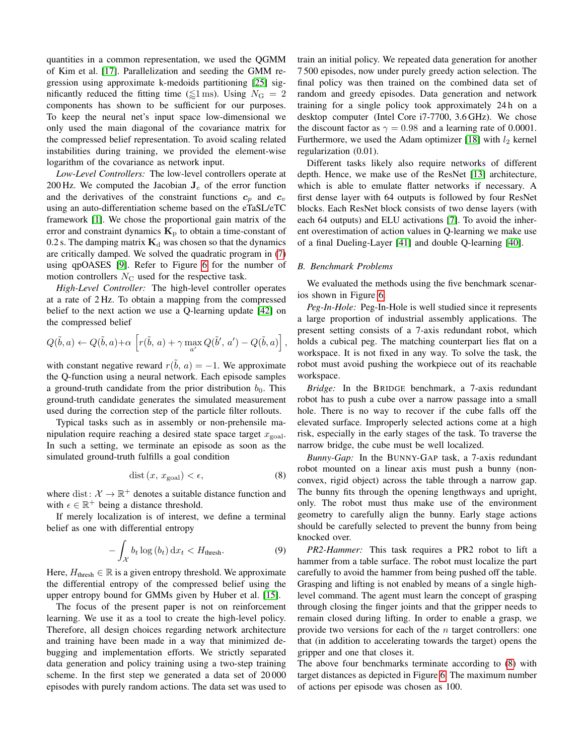quantities in a common representation, we used the QGMM of Kim et al. [17]. Parallelization and seeding the GMM regression using approximate k-medoids partitioning [25] significantly reduced the fitting time ($\lesssim 1\,\mathrm{ms}$). Using $N_\mathrm{G} = 2$ components has shown to be sufficient for our purposes. To keep the neural net's input space low-dimensional we only used the main diagonal of the covariance matrix for the compressed belief representation. To avoid scaling related instabilities during training, we provided the element-wise logarithm of the covariance as network input.

*Low-Level Controllers:* The low-level controllers operate at 200 Hz. We computed the Jacobian $\mathbf{J}_e$ of the error function and the derivatives of the constraint functions $\boldsymbol{c}_p$ and $\boldsymbol{c}_v$ using an auto-differentiation scheme based on the eTaSL/eTC framework [1]. We chose the proportional gain matrix of the error and constraint dynamics $\mathbf{K}_\mathrm{p}$ to obtain a time-constant of 0.2 s. The damping matrix $\mathbf{K}_\mathrm{d}$ was chosen so that the dynamics are critically damped. We solved the quadratic program in (7) using qpOASES [9]. Refer to Figure 6 for the number of motion controllers $N_\mathrm{C}$ used for the respective task.

*High-Level Controller:* The high-level controller operates at a rate of 2 Hz. To obtain a mapping from the compressed belief to the next action we use a Q-learning update [42] on the compressed belief

$$Q(\tilde{b}, a) \leftarrow Q(\tilde{b}, a) + \alpha \left[ r(\tilde{b},\, a) + \gamma \max_{a'} Q(\tilde{b}',\, a') - Q(\tilde{b}, a) \right],$$

with constant negative reward $r(\tilde{b},\, a) = -1$. We approximate the Q-function using a neural network. Each episode samples a ground-truth candidate from the prior distribution $b_0$. This ground-truth candidate generates the simulated measurement used during the correction step of the particle filter rollouts.

Typical tasks such as in assembly or non-prehensile manipulation require reaching a desired state space target $x_\mathrm{goal}$. In such a setting, we terminate an episode as soon as the simulated ground-truth fulfills a goal condition

$$\mathrm{dist}\left(x,\, x_\mathrm{goal}\right) < \epsilon, \tag{8}$$

where $\mathrm{dist}\colon \mathcal{X} \to \mathbb{R}^+$ denotes a suitable distance function and with $\epsilon \in \mathbb{R}^+$ being a distance threshold.

If merely localization is of interest, we define a terminal belief as one with differential entropy

$$-\int_{\mathcal{X}} b_t \log\left(b_t\right) \mathrm{d}x_t < H_\text{thresh}. \tag{9}$$

Here, $H_\text{thresh} \in \mathbb{R}$ is a given entropy threshold. We approximate the differential entropy of the compressed belief using the upper entropy bound for GMMs given by Huber et al. [15].

The focus of the present paper is not on reinforcement learning. We use it as a tool to create the high-level policy. Therefore, all design choices regarding network architecture and training have been made in a way that minimized debugging and implementation efforts. We strictly separated data generation and policy training using a two-step training scheme. In the first step we generated a data set of 20 000 episodes with purely random actions. The data set was used to train an initial policy. We repeated data generation for another 7 500 episodes, now under purely greedy action selection. The final policy was then trained on the combined data set of random and greedy episodes. Data generation and network training for a single policy took approximately 24 h on a desktop computer (Intel Core i7-7700, 3.6 GHz). We chose the discount factor as $\gamma = 0.98$ and a learning rate of 0.0001. Furthermore, we used the Adam optimizer [18] with $l_2$ kernel regularization (0.01).

Different tasks likely also require networks of different depth. Hence, we make use of the ResNet [13] architecture, which is able to emulate flatter networks if necessary. A first dense layer with 64 outputs is followed by four ResNet blocks. Each ResNet block consists of two dense layers (with each 64 outputs) and ELU activations [7]. To avoid the inherent overestimation of action values in Q-learning we make use of a final Dueling-Layer [41] and double Q-learning [40].

### B. Benchmark Problems

We evaluated the methods using the five benchmark scenarios shown in Figure 6.

*Peg-In-Hole:* Peg-In-Hole is well studied since it represents a large proportion of industrial assembly applications. The present setting consists of a 7-axis redundant robot, which holds a cubical peg. The matching counterpart lies flat on a workspace. It is not fixed in any way. To solve the task, the robot must avoid pushing the workpiece out of its reachable workspace.

*Bridge:* In the BRIDGE benchmark, a 7-axis redundant robot has to push a cube over a narrow passage into a small hole. There is no way to recover if the cube falls off the elevated surface. Improperly selected actions come at a high risk, especially in the early stages of the task. To traverse the narrow bridge, the cube must be well localized.

*Bunny-Gap:* In the BUNNY-GAP task, a 7-axis redundant robot mounted on a linear axis must push a bunny (non-convex, rigid object) across the table through a narrow gap. The bunny fits through the opening lengthways and upright, only. The robot must thus make use of the environment geometry to carefully align the bunny. Early stage actions should be carefully selected to prevent the bunny from being knocked over.

*PR2-Hammer:* This task requires a PR2 robot to lift a hammer from a table surface. The robot must localize the part carefully to avoid the hammer from being pushed off the table. Grasping and lifting is not enabled by means of a single high-level command. The agent must learn the concept of grasping through closing the finger joints and that the gripper needs to remain closed during lifting. In order to enable a grasp, we provide two versions for each of the $n$ target controllers: one that (in addition to accelerating towards the target) opens the gripper and one that closes it.

The above four benchmarks terminate according to (8) with target distances as depicted in Figure 6. The maximum number of actions per episode was chosen as 100.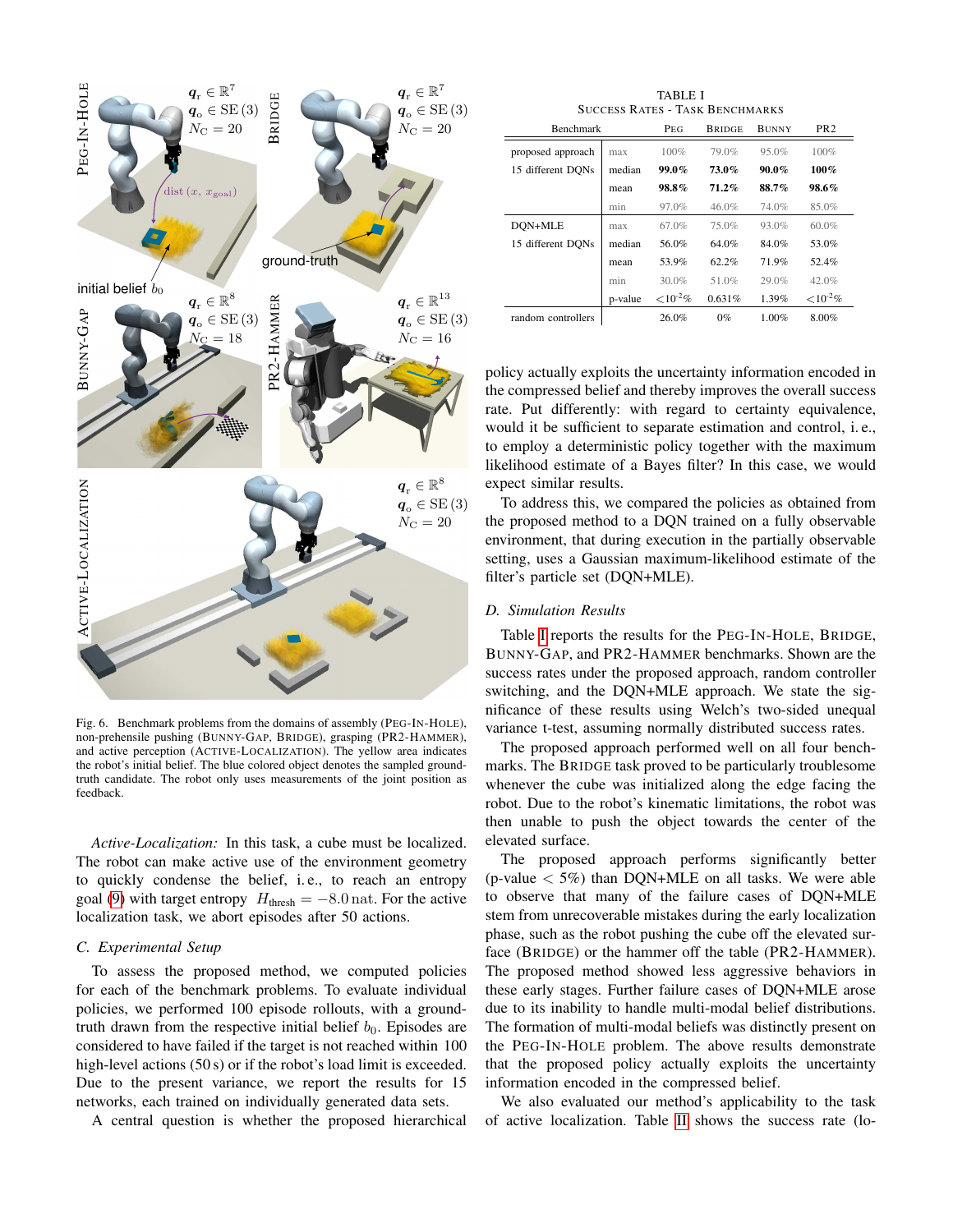Fig. 6. Benchmark problems from the domains of assembly (PEG-IN-HOLE), non-prehensile pushing (BUNNY-GAP, BRIDGE), grasping (PR2-HAMMER), and active perception (ACTIVE-LOCALIZATION). The yellow area indicates the robot's initial belief. The blue colored object denotes the sampled ground-truth candidate. The robot only uses measurements of the joint position as feedback.

*Active-Localization:* In this task, a cube must be localized. The robot can make active use of the environment geometry to quickly condense the belief, i. e., to reach an entropy goal (9) with target entropy $H_{\text{thresh}} = -8.0\,\text{nat}$. For the active localization task, we abort episodes after 50 actions.

### C. Experimental Setup

To assess the proposed method, we computed policies for each of the benchmark problems. To evaluate individual policies, we performed 100 episode rollouts, with a ground-truth drawn from the respective initial belief $b_0$. Episodes are considered to have failed if the target is not reached within 100 high-level actions (50 s) or if the robot's load limit is exceeded. Due to the present variance, we report the results for 15 networks, each trained on individually generated data sets.

A central question is whether the proposed hierarchical policy actually exploits the uncertainty information encoded in the compressed belief and thereby improves the overall success rate. Put differently: with regard to certainty equivalence, would it be sufficient to separate estimation and control, i. e., to employ a deterministic policy together with the maximum likelihood estimate of a Bayes filter? In this case, we would expect similar results.

To address this, we compared the policies as obtained from the proposed method to a DQN trained on a fully observable environment, that during execution in the partially observable setting, uses a Gaussian maximum-likelihood estimate of the filter's particle set (DQN+MLE).

TABLE I
SUCCESS RATES - TASK BENCHMARKS

| Benchmark | | PEG | BRIDGE | BUNNY | PR2 |
|---|---|---|---|---|---|
| proposed approach | max | 100% | 79.0% | 95.0% | 100% |
| 15 different DQNs | median | **99.0%** | **73.0%** | **90.0%** | **100%** |
| | mean | **98.8%** | **71.2%** | **88.7%** | **98.6%** |
| | min | 97.0% | 46.0% | 74.0% | 85.0% |
| DQN+MLE | max | 67.0% | 75.0% | 93.0% | 60.0% |
| 15 different DQNs | median | 56.0% | 64.0% | 84.0% | 53.0% |
| | mean | 53.9% | 62.2% | 71.9% | 52.4% |
| | min | 30.0% | 51.0% | 29.0% | 42.0% |
| | p-value | $<10^{-2}$% | 0.631% | 1.39% | $<10^{-2}$% |
| random controllers | | 26.0% | 0% | 1.00% | 8.00% |

### D. Simulation Results

Table I reports the results for the PEG-IN-HOLE, BRIDGE, BUNNY-GAP, and PR2-HAMMER benchmarks. Shown are the success rates under the proposed approach, random controller switching, and the DQN+MLE approach. We state the significance of these results using Welch's two-sided unequal variance t-test, assuming normally distributed success rates.

The proposed approach performed well on all four benchmarks. The BRIDGE task proved to be particularly troublesome whenever the cube was initialized along the edge facing the robot. Due to the robot's kinematic limitations, the robot was then unable to push the object towards the center of the elevated surface.

The proposed approach performs significantly better (p-value $< 5\%$) than DQN+MLE on all tasks. We were able to observe that many of the failure cases of DQN+MLE stem from unrecoverable mistakes during the early localization phase, such as the robot pushing the cube off the elevated surface (BRIDGE) or the hammer off the table (PR2-HAMMER). The proposed method showed less aggressive behaviors in these early stages. Further failure cases of DQN+MLE arose due to its inability to handle multi-modal belief distributions. The formation of multi-modal beliefs was distinctly present on the PEG-IN-HOLE problem. The above results demonstrate that the proposed policy actually exploits the uncertainty information encoded in the compressed belief.

We also evaluated our method's applicability to the task of active localization. Table II shows the success rate (lo-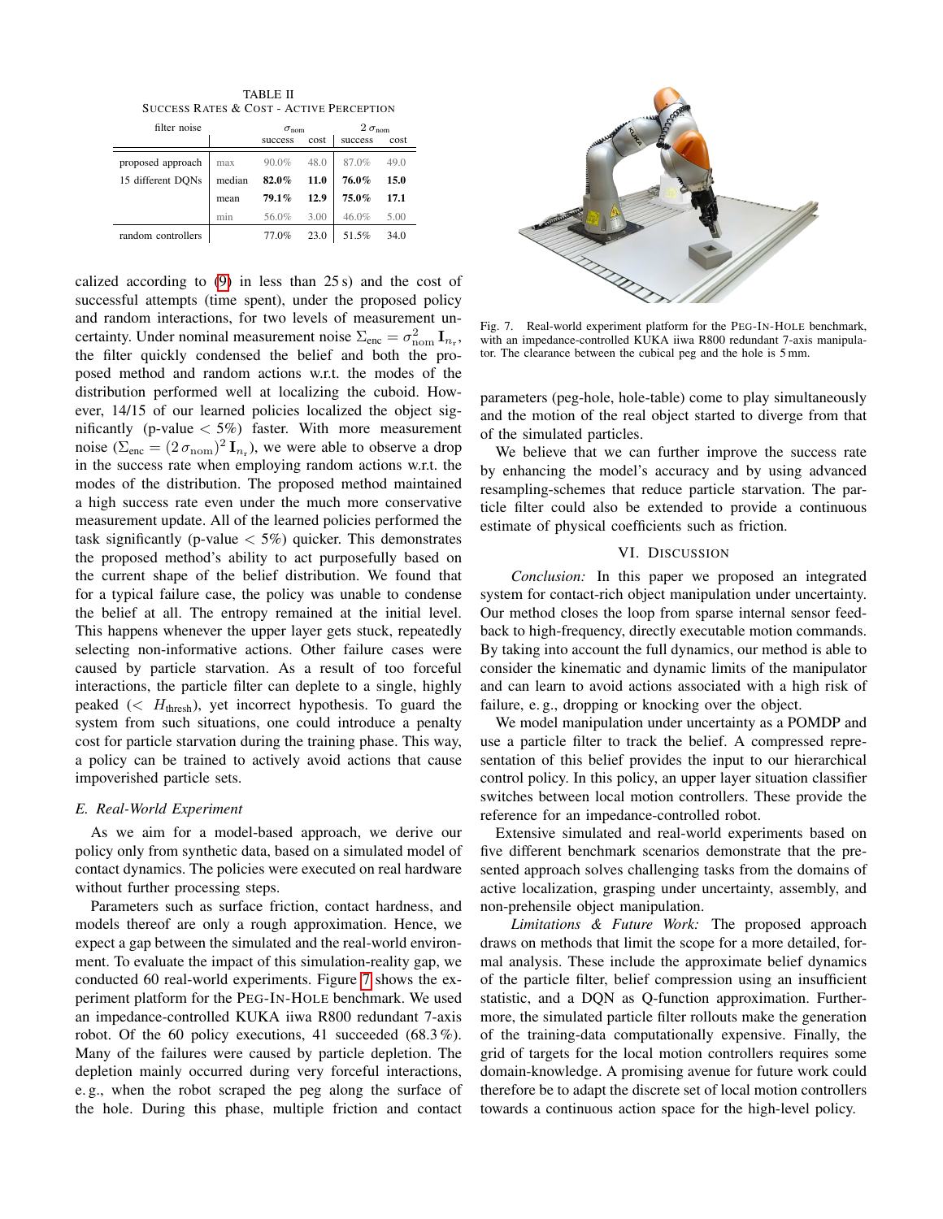TABLE II
SUCCESS RATES & COST - ACTIVE PERCEPTION

| filter noise | | $\sigma_{\text{nom}}$ | | $2\,\sigma_{\text{nom}}$ | |
|---|---|---|---|---|---|
| | | success | cost | success | cost |
| proposed approach | max | 90.0% | 48.0 | 87.0% | 49.0 |
| 15 different DQNs | median | **82.0%** | **11.0** | **76.0%** | **15.0** |
| | mean | **79.1%** | **12.9** | **75.0%** | **17.1** |
| | min | 56.0% | 3.00 | 46.0% | 5.00 |
| random controllers | | 77.0% | 23.0 | 51.5% | 34.0 |

calized according to (9) in less than 25 s) and the cost of successful attempts (time spent), under the proposed policy and random interactions, for two levels of measurement uncertainty. Under nominal measurement noise $\Sigma_{\text{enc}} = \sigma_{\text{nom}}^2\,\mathbf{I}_{n_r}$, the filter quickly condensed the belief and both the proposed method and random actions w.r.t. the modes of the distribution performed well at localizing the cuboid. However, 14/15 of our learned policies localized the object significantly (p-value $< 5\%$) faster. With more measurement noise ($\Sigma_{\text{enc}} = (2\,\sigma_{\text{nom}})^2\,\mathbf{I}_{n_r}$), we were able to observe a drop in the success rate when employing random actions w.r.t. the modes of the distribution. The proposed method maintained a high success rate even under the much more conservative measurement update. All of the learned policies performed the task significantly (p-value $< 5\%$) quicker. This demonstrates the proposed method's ability to act purposefully based on the current shape of the belief distribution. We found that for a typical failure case, the policy was unable to condense the belief at all. The entropy remained at the initial level. This happens whenever the upper layer gets stuck, repeatedly selecting non-informative actions. Other failure cases were caused by particle starvation. As a result of too forceful interactions, the particle filter can deplete to a single, highly peaked ($< H_{\text{thresh}}$), yet incorrect hypothesis. To guard the system from such situations, one could introduce a penalty cost for particle starvation during the training phase. This way, a policy can be trained to actively avoid actions that cause impoverished particle sets.

### E. Real-World Experiment

As we aim for a model-based approach, we derive our policy only from synthetic data, based on a simulated model of contact dynamics. The policies were executed on real hardware without further processing steps.

Parameters such as surface friction, contact hardness, and models thereof are only a rough approximation. Hence, we expect a gap between the simulated and the real-world environment. To evaluate the impact of this simulation-reality gap, we conducted 60 real-world experiments. Figure 7 shows the experiment platform for the PEG-IN-HOLE benchmark. We used an impedance-controlled KUKA iiwa R800 redundant 7-axis robot. Of the 60 policy executions, 41 succeeded (68.3 %). Many of the failures were caused by particle depletion. The depletion mainly occurred during very forceful interactions, e. g., when the robot scraped the peg along the surface of the hole. During this phase, multiple friction and contact parameters (peg-hole, hole-table) come to play simultaneously and the motion of the real object started to diverge from that of the simulated particles.

Fig. 7. Real-world experiment platform for the PEG-IN-HOLE benchmark, with an impedance-controlled KUKA iiwa R800 redundant 7-axis manipulator. The clearance between the cubical peg and the hole is 5 mm.

We believe that we can further improve the success rate by enhancing the model's accuracy and by using advanced resampling-schemes that reduce particle starvation. The particle filter could also be extended to provide a continuous estimate of physical coefficients such as friction.

## VI. DISCUSSION

*Conclusion:* In this paper we proposed an integrated system for contact-rich object manipulation under uncertainty. Our method closes the loop from sparse internal sensor feedback to high-frequency, directly executable motion commands. By taking into account the full dynamics, our method is able to consider the kinematic and dynamic limits of the manipulator and can learn to avoid actions associated with a high risk of failure, e. g., dropping or knocking over the object.

We model manipulation under uncertainty as a POMDP and use a particle filter to track the belief. A compressed representation of this belief provides the input to our hierarchical control policy. In this policy, an upper layer situation classifier switches between local motion controllers. These provide the reference for an impedance-controlled robot.

Extensive simulated and real-world experiments based on five different benchmark scenarios demonstrate that the presented approach solves challenging tasks from the domains of active localization, grasping under uncertainty, assembly, and non-prehensile object manipulation.

*Limitations & Future Work:* The proposed approach draws on methods that limit the scope for a more detailed, formal analysis. These include the approximate belief dynamics of the particle filter, belief compression using an insufficient statistic, and a DQN as Q-function approximation. Furthermore, the simulated particle filter rollouts make the generation of the training-data computationally expensive. Finally, the grid of targets for the local motion controllers requires some domain-knowledge. A promising avenue for future work could therefore be to adapt the discrete set of local motion controllers towards a continuous action space for the high-level policy.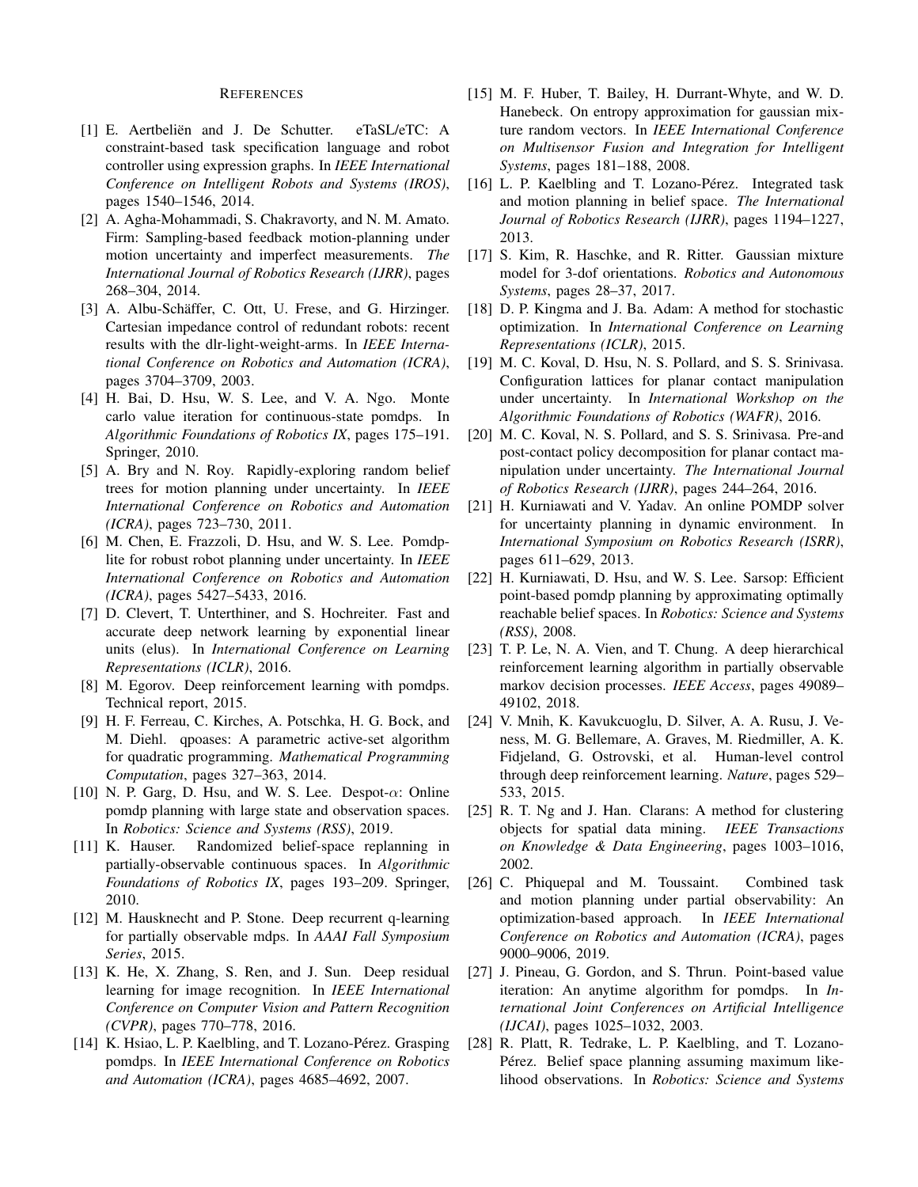## REFERENCES

[1] E. Aertbeliën and J. De Schutter. eTaSL/eTC: A constraint-based task specification language and robot controller using expression graphs. In *IEEE International Conference on Intelligent Robots and Systems (IROS)*, pages 1540–1546, 2014.

[2] A. Agha-Mohammadi, S. Chakravorty, and N. M. Amato. Firm: Sampling-based feedback motion-planning under motion uncertainty and imperfect measurements. *The International Journal of Robotics Research (IJRR)*, pages 268–304, 2014.

[3] A. Albu-Schäffer, C. Ott, U. Frese, and G. Hirzinger. Cartesian impedance control of redundant robots: recent results with the dlr-light-weight-arms. In *IEEE International Conference on Robotics and Automation (ICRA)*, pages 3704–3709, 2003.

[4] H. Bai, D. Hsu, W. S. Lee, and V. A. Ngo. Monte carlo value iteration for continuous-state pomdps. In *Algorithmic Foundations of Robotics IX*, pages 175–191. Springer, 2010.

[5] A. Bry and N. Roy. Rapidly-exploring random belief trees for motion planning under uncertainty. In *IEEE International Conference on Robotics and Automation (ICRA)*, pages 723–730, 2011.

[6] M. Chen, E. Frazzoli, D. Hsu, and W. S. Lee. Pomdp-lite for robust robot planning under uncertainty. In *IEEE International Conference on Robotics and Automation (ICRA)*, pages 5427–5433, 2016.

[7] D. Clevert, T. Unterthiner, and S. Hochreiter. Fast and accurate deep network learning by exponential linear units (elus). In *International Conference on Learning Representations (ICLR)*, 2016.

[8] M. Egorov. Deep reinforcement learning with pomdps. Technical report, 2015.

[9] H. F. Ferreau, C. Kirches, A. Potschka, H. G. Bock, and M. Diehl. qpoases: A parametric active-set algorithm for quadratic programming. *Mathematical Programming Computation*, pages 327–363, 2014.

[10] N. P. Garg, D. Hsu, and W. S. Lee. Despot-$\alpha$: Online pomdp planning with large state and observation spaces. In *Robotics: Science and Systems (RSS)*, 2019.

[11] K. Hauser. Randomized belief-space replanning in partially-observable continuous spaces. In *Algorithmic Foundations of Robotics IX*, pages 193–209. Springer, 2010.

[12] M. Hausknecht and P. Stone. Deep recurrent q-learning for partially observable mdps. In *AAAI Fall Symposium Series*, 2015.

[13] K. He, X. Zhang, S. Ren, and J. Sun. Deep residual learning for image recognition. In *IEEE International Conference on Computer Vision and Pattern Recognition (CVPR)*, pages 770–778, 2016.

[14] K. Hsiao, L. P. Kaelbling, and T. Lozano-Pérez. Grasping pomdps. In *IEEE International Conference on Robotics and Automation (ICRA)*, pages 4685–4692, 2007.

[15] M. F. Huber, T. Bailey, H. Durrant-Whyte, and W. D. Hanebeck. On entropy approximation for gaussian mixture random vectors. In *IEEE International Conference on Multisensor Fusion and Integration for Intelligent Systems*, pages 181–188, 2008.

[16] L. P. Kaelbling and T. Lozano-Pérez. Integrated task and motion planning in belief space. *The International Journal of Robotics Research (IJRR)*, pages 1194–1227, 2013.

[17] S. Kim, R. Haschke, and R. Ritter. Gaussian mixture model for 3-dof orientations. *Robotics and Autonomous Systems*, pages 28–37, 2017.

[18] D. P. Kingma and J. Ba. Adam: A method for stochastic optimization. In *International Conference on Learning Representations (ICLR)*, 2015.

[19] M. C. Koval, D. Hsu, N. S. Pollard, and S. S. Srinivasa. Configuration lattices for planar contact manipulation under uncertainty. In *International Workshop on the Algorithmic Foundations of Robotics (WAFR)*, 2016.

[20] M. C. Koval, N. S. Pollard, and S. S. Srinivasa. Pre-and post-contact policy decomposition for planar contact manipulation under uncertainty. *The International Journal of Robotics Research (IJRR)*, pages 244–264, 2016.

[21] H. Kurniawati and V. Yadav. An online POMDP solver for uncertainty planning in dynamic environment. In *International Symposium on Robotics Research (ISRR)*, pages 611–629, 2013.

[22] H. Kurniawati, D. Hsu, and W. S. Lee. Sarsop: Efficient point-based pomdp planning by approximating optimally reachable belief spaces. In *Robotics: Science and Systems (RSS)*, 2008.

[23] T. P. Le, N. A. Vien, and T. Chung. A deep hierarchical reinforcement learning algorithm in partially observable markov decision processes. *IEEE Access*, pages 49089–49102, 2018.

[24] V. Mnih, K. Kavukcuoglu, D. Silver, A. A. Rusu, J. Veness, M. G. Bellemare, A. Graves, M. Riedmiller, A. K. Fidjeland, G. Ostrovski, et al. Human-level control through deep reinforcement learning. *Nature*, pages 529–533, 2015.

[25] R. T. Ng and J. Han. Clarans: A method for clustering objects for spatial data mining. *IEEE Transactions on Knowledge & Data Engineering*, pages 1003–1016, 2002.

[26] C. Phiquepal and M. Toussaint. Combined task and motion planning under partial observability: An optimization-based approach. In *IEEE International Conference on Robotics and Automation (ICRA)*, pages 9000–9006, 2019.

[27] J. Pineau, G. Gordon, and S. Thrun. Point-based value iteration: An anytime algorithm for pomdps. In *International Joint Conferences on Artificial Intelligence (IJCAI)*, pages 1025–1032, 2003.

[28] R. Platt, R. Tedrake, L. P. Kaelbling, and T. Lozano-Pérez. Belief space planning assuming maximum likelihood observations. In *Robotics: Science and Systems*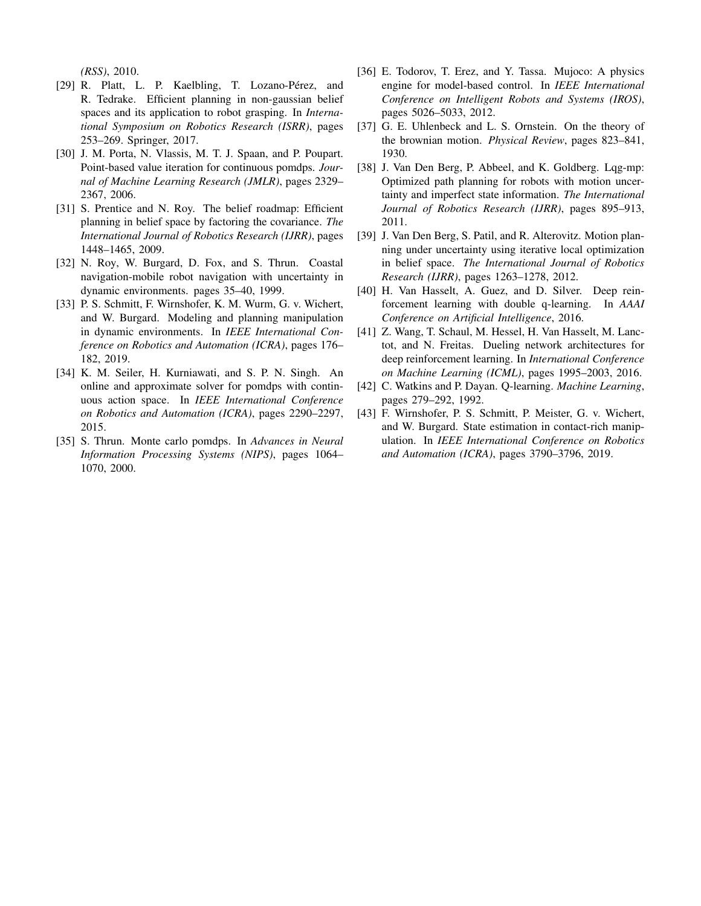*(RSS)*, 2010.

[29] R. Platt, L. P. Kaelbling, T. Lozano-Pérez, and R. Tedrake. Efficient planning in non-gaussian belief spaces and its application to robot grasping. In *International Symposium on Robotics Research (ISRR)*, pages 253–269. Springer, 2017.

[30] J. M. Porta, N. Vlassis, M. T. J. Spaan, and P. Poupart. Point-based value iteration for continuous pomdps. *Journal of Machine Learning Research (JMLR)*, pages 2329–2367, 2006.

[31] S. Prentice and N. Roy. The belief roadmap: Efficient planning in belief space by factoring the covariance. *The International Journal of Robotics Research (IJRR)*, pages 1448–1465, 2009.

[32] N. Roy, W. Burgard, D. Fox, and S. Thrun. Coastal navigation-mobile robot navigation with uncertainty in dynamic environments. pages 35–40, 1999.

[33] P. S. Schmitt, F. Wirnshofer, K. M. Wurm, G. v. Wichert, and W. Burgard. Modeling and planning manipulation in dynamic environments. In *IEEE International Conference on Robotics and Automation (ICRA)*, pages 176–182, 2019.

[34] K. M. Seiler, H. Kurniawati, and S. P. N. Singh. An online and approximate solver for pomdps with continuous action space. In *IEEE International Conference on Robotics and Automation (ICRA)*, pages 2290–2297, 2015.

[35] S. Thrun. Monte carlo pomdps. In *Advances in Neural Information Processing Systems (NIPS)*, pages 1064–1070, 2000.

[36] E. Todorov, T. Erez, and Y. Tassa. Mujoco: A physics engine for model-based control. In *IEEE International Conference on Intelligent Robots and Systems (IROS)*, pages 5026–5033, 2012.

[37] G. E. Uhlenbeck and L. S. Ornstein. On the theory of the brownian motion. *Physical Review*, pages 823–841, 1930.

[38] J. Van Den Berg, P. Abbeel, and K. Goldberg. Lqg-mp: Optimized path planning for robots with motion uncertainty and imperfect state information. *The International Journal of Robotics Research (IJRR)*, pages 895–913, 2011.

[39] J. Van Den Berg, S. Patil, and R. Alterovitz. Motion planning under uncertainty using iterative local optimization in belief space. *The International Journal of Robotics Research (IJRR)*, pages 1263–1278, 2012.

[40] H. Van Hasselt, A. Guez, and D. Silver. Deep reinforcement learning with double q-learning. In *AAAI Conference on Artificial Intelligence*, 2016.

[41] Z. Wang, T. Schaul, M. Hessel, H. Van Hasselt, M. Lanctot, and N. Freitas. Dueling network architectures for deep reinforcement learning. In *International Conference on Machine Learning (ICML)*, pages 1995–2003, 2016.

[42] C. Watkins and P. Dayan. Q-learning. *Machine Learning*, pages 279–292, 1992.

[43] F. Wirnshofer, P. S. Schmitt, P. Meister, G. v. Wichert, and W. Burgard. State estimation in contact-rich manipulation. In *IEEE International Conference on Robotics and Automation (ICRA)*, pages 3790–3796, 2019.